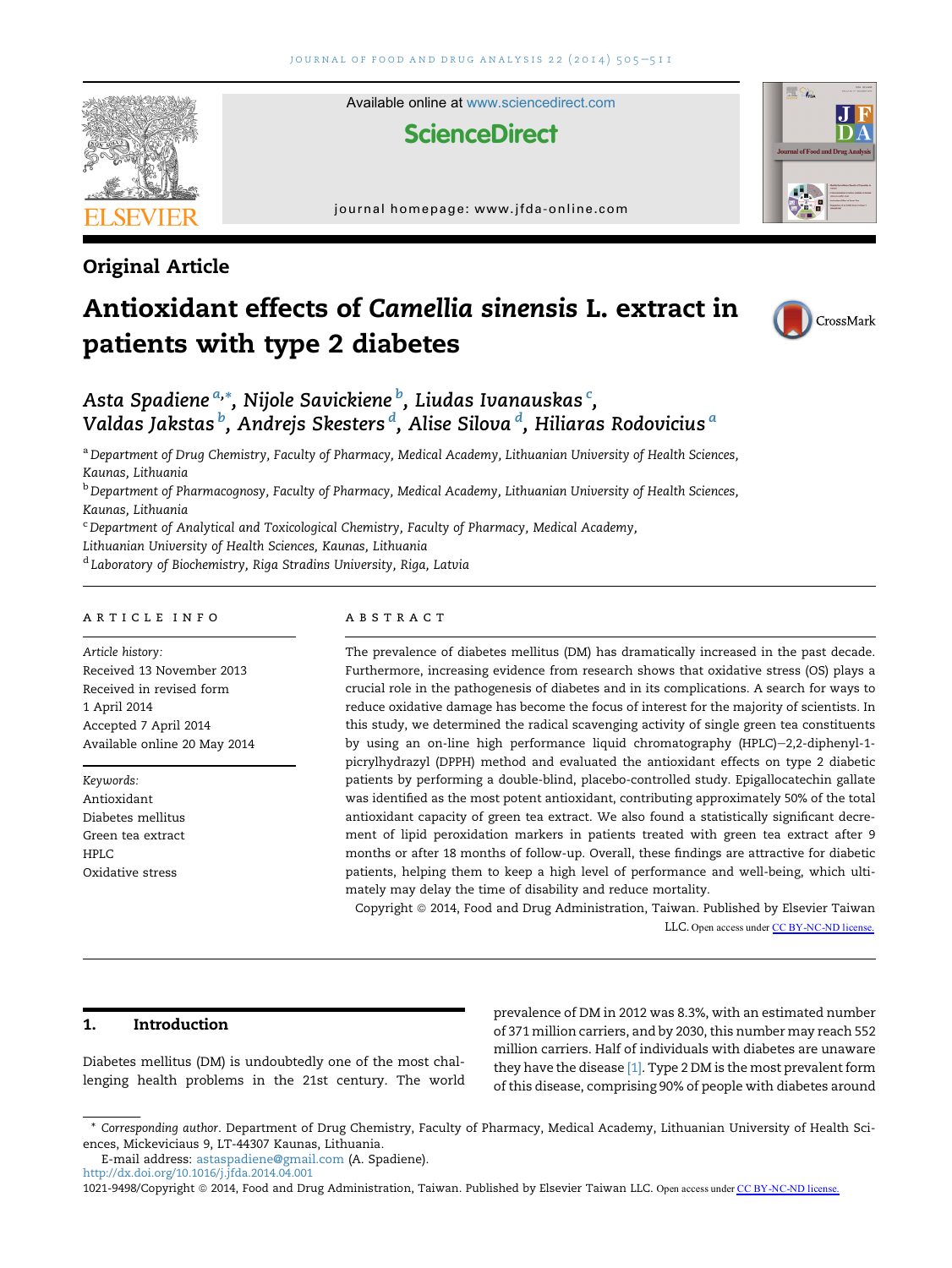Original Article

# Antioxidant effects of *Camellia sinensis* L. extract in patients with type 2 diabetes

*Asta Spadiene* [a,*], *Nijole Savickiene* [b], *Liudas Ivanauskas* [c], *Valdas Jakstas* [b], *Andrejs Skesters* [d], *Alise Silova* [d], *Hiliaras Rodovicius* [a]

[a] Department of Drug Chemistry, Faculty of Pharmacy, Medical Academy, Lithuanian University of Health Sciences, Kaunas, Lithuania

[b] Department of Pharmacognosy, Faculty of Pharmacy, Medical Academy, Lithuanian University of Health Sciences, Kaunas, Lithuania

[c] Department of Analytical and Toxicological Chemistry, Faculty of Pharmacy, Medical Academy, Lithuanian University of Health Sciences, Kaunas, Lithuania

[d] Laboratory of Biochemistry, Riga Stradins University, Riga, Latvia

## ARTICLE INFO

*Article history:*
Received 13 November 2013
Received in revised form
1 April 2014
Accepted 7 April 2014
Available online 20 May 2014

*Keywords:*
Antioxidant
Diabetes mellitus
Green tea extract
HPLC
Oxidative stress

## ABSTRACT

The prevalence of diabetes mellitus (DM) has dramatically increased in the past decade. Furthermore, increasing evidence from research shows that oxidative stress (OS) plays a crucial role in the pathogenesis of diabetes and in its complications. A search for ways to reduce oxidative damage has become the focus of interest for the majority of scientists. In this study, we determined the radical scavenging activity of single green tea constituents by using an on-line high performance liquid chromatography (HPLC)–2,2-diphenyl-1-picrylhydrazyl (DPPH) method and evaluated the antioxidant effects on type 2 diabetic patients by performing a double-blind, placebo-controlled study. Epigallocatechin gallate was identified as the most potent antioxidant, contributing approximately 50% of the total antioxidant capacity of green tea extract. We also found a statistically significant decrement of lipid peroxidation markers in patients treated with green tea extract after 9 months or after 18 months of follow-up. Overall, these findings are attractive for diabetic patients, helping them to keep a high level of performance and well-being, which ultimately may delay the time of disability and reduce mortality.

Copyright © 2014, Food and Drug Administration, Taiwan. Published by Elsevier Taiwan LLC. Open access under CC BY-NC-ND license.

## 1. Introduction

Diabetes mellitus (DM) is undoubtedly one of the most challenging health problems in the 21st century. The world prevalence of DM in 2012 was 8.3%, with an estimated number of 371 million carriers, and by 2030, this number may reach 552 million carriers. Half of individuals with diabetes are unaware they have the disease [1]. Type 2 DM is the most prevalent form of this disease, comprising 90% of people with diabetes around

\* *Corresponding author*. Department of Drug Chemistry, Faculty of Pharmacy, Medical Academy, Lithuanian University of Health Sciences, Mickeviciaus 9, LT-44307 Kaunas, Lithuania.

E-mail address: astaspadiene@gmail.com (A. Spadiene).

http://dx.doi.org/10.1016/j.jfda.2014.04.001

1021-9498/Copyright © 2014, Food and Drug Administration, Taiwan. Published by Elsevier Taiwan LLC. Open access under CC BY-NC-ND license.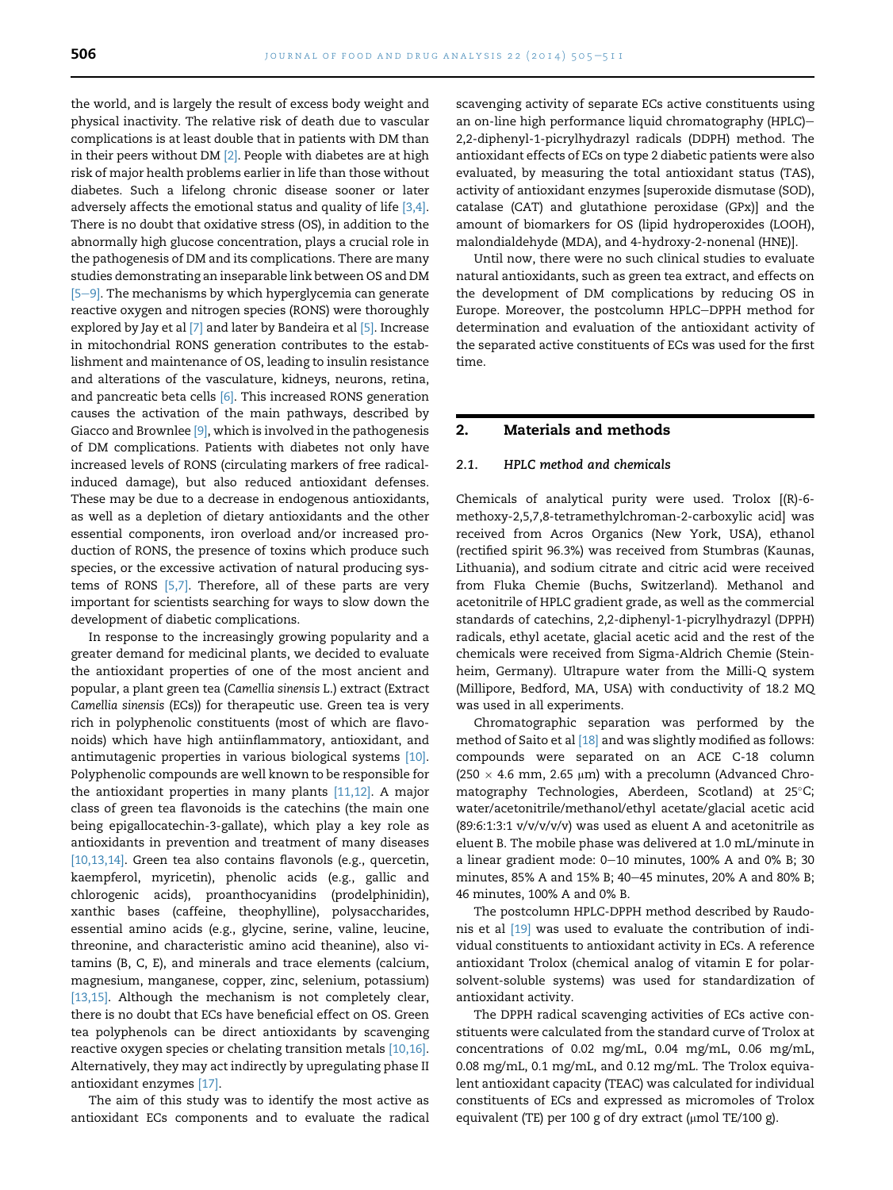the world, and is largely the result of excess body weight and physical inactivity. The relative risk of death due to vascular complications is at least double that in patients with DM than in their peers without DM [2]. People with diabetes are at high risk of major health problems earlier in life than those without diabetes. Such a lifelong chronic disease sooner or later adversely affects the emotional status and quality of life [3,4]. There is no doubt that oxidative stress (OS), in addition to the abnormally high glucose concentration, plays a crucial role in the pathogenesis of DM and its complications. There are many studies demonstrating an inseparable link between OS and DM [5–9]. The mechanisms by which hyperglycemia can generate reactive oxygen and nitrogen species (RONS) were thoroughly explored by Jay et al [7] and later by Bandeira et al [5]. Increase in mitochondrial RONS generation contributes to the establishment and maintenance of OS, leading to insulin resistance and alterations of the vasculature, kidneys, neurons, retina, and pancreatic beta cells [6]. This increased RONS generation causes the activation of the main pathways, described by Giacco and Brownlee [9], which is involved in the pathogenesis of DM complications. Patients with diabetes not only have increased levels of RONS (circulating markers of free radical-induced damage), but also reduced antioxidant defenses. These may be due to a decrease in endogenous antioxidants, as well as a depletion of dietary antioxidants and the other essential components, iron overload and/or increased production of RONS, the presence of toxins which produce such species, or the excessive activation of natural producing systems of RONS [5,7]. Therefore, all of these parts are very important for scientists searching for ways to slow down the development of diabetic complications.

In response to the increasingly growing popularity and a greater demand for medicinal plants, we decided to evaluate the antioxidant properties of one of the most ancient and popular, a plant green tea (*Camellia sinensis* L.) extract (Extract *Camellia sinensis* (ECs)) for therapeutic use. Green tea is very rich in polyphenolic constituents (most of which are flavonoids) which have high antiinflammatory, antioxidant, and antimutagenic properties in various biological systems [10]. Polyphenolic compounds are well known to be responsible for the antioxidant properties in many plants [11,12]. A major class of green tea flavonoids is the catechins (the main one being epigallocatechin-3-gallate), which play a key role as antioxidants in prevention and treatment of many diseases [10,13,14]. Green tea also contains flavonols (e.g., quercetin, kaempferol, myricetin), phenolic acids (e.g., gallic and chlorogenic acids), proanthocyanidins (prodelphinidin), xanthic bases (caffeine, theophylline), polysaccharides, essential amino acids (e.g., glycine, serine, valine, leucine, threonine, and characteristic amino acid theanine), also vitamins (B, C, E), and minerals and trace elements (calcium, magnesium, manganese, copper, zinc, selenium, potassium) [13,15]. Although the mechanism is not completely clear, there is no doubt that ECs have beneficial effect on OS. Green tea polyphenols can be direct antioxidants by scavenging reactive oxygen species or chelating transition metals [10,16]. Alternatively, they may act indirectly by upregulating phase II antioxidant enzymes [17].

The aim of this study was to identify the most active as antioxidant ECs components and to evaluate the radical scavenging activity of separate ECs active constituents using an on-line high performance liquid chromatography (HPLC)–2,2-diphenyl-1-picrylhydrazyl radicals (DDPH) method. The antioxidant effects of ECs on type 2 diabetic patients were also evaluated, by measuring the total antioxidant status (TAS), activity of antioxidant enzymes [superoxide dismutase (SOD), catalase (CAT) and glutathione peroxidase (GPx)] and the amount of biomarkers for OS (lipid hydroperoxides (LOOH), malondialdehyde (MDA), and 4-hydroxy-2-nonenal (HNE)].

Until now, there were no such clinical studies to evaluate natural antioxidants, such as green tea extract, and effects on the development of DM complications by reducing OS in Europe. Moreover, the postcolumn HPLC–DPPH method for determination and evaluation of the antioxidant activity of the separated active constituents of ECs was used for the first time.

## 2. Materials and methods

### 2.1. HPLC method and chemicals

Chemicals of analytical purity were used. Trolox [(R)-6-methoxy-2,5,7,8-tetramethylchroman-2-carboxylic acid] was received from Acros Organics (New York, USA), ethanol (rectified spirit 96.3%) was received from Stumbras (Kaunas, Lithuania), and sodium citrate and citric acid were received from Fluka Chemie (Buchs, Switzerland). Methanol and acetonitrile of HPLC gradient grade, as well as the commercial standards of catechins, 2,2-diphenyl-1-picrylhydrazyl (DPPH) radicals, ethyl acetate, glacial acetic acid and the rest of the chemicals were received from Sigma-Aldrich Chemie (Steinheim, Germany). Ultrapure water from the Milli-Q system (Millipore, Bedford, MA, USA) with conductivity of 18.2 MΩ was used in all experiments.

Chromatographic separation was performed by the method of Saito et al [18] and was slightly modified as follows: compounds were separated on an ACE C-18 column (250 × 4.6 mm, 2.65 μm) with a precolumn (Advanced Chromatography Technologies, Aberdeen, Scotland) at 25°C; water/acetonitrile/methanol/ethyl acetate/glacial acetic acid (89:6:1:3:1 v/v/v/v/v) was used as eluent A and acetonitrile as eluent B. The mobile phase was delivered at 1.0 mL/minute in a linear gradient mode: 0–10 minutes, 100% A and 0% B; 30 minutes, 85% A and 15% B; 40–45 minutes, 20% A and 80% B; 46 minutes, 100% A and 0% B.

The postcolumn HPLC-DPPH method described by Raudonis et al [19] was used to evaluate the contribution of individual constituents to antioxidant activity in ECs. A reference antioxidant Trolox (chemical analog of vitamin E for polar-solvent-soluble systems) was used for standardization of antioxidant activity.

The DPPH radical scavenging activities of ECs active constituents were calculated from the standard curve of Trolox at concentrations of 0.02 mg/mL, 0.04 mg/mL, 0.06 mg/mL, 0.08 mg/mL, 0.1 mg/mL, and 0.12 mg/mL. The Trolox equivalent antioxidant capacity (TEAC) was calculated for individual constituents of ECs and expressed as micromoles of Trolox equivalent (TE) per 100 g of dry extract (μmol TE/100 g).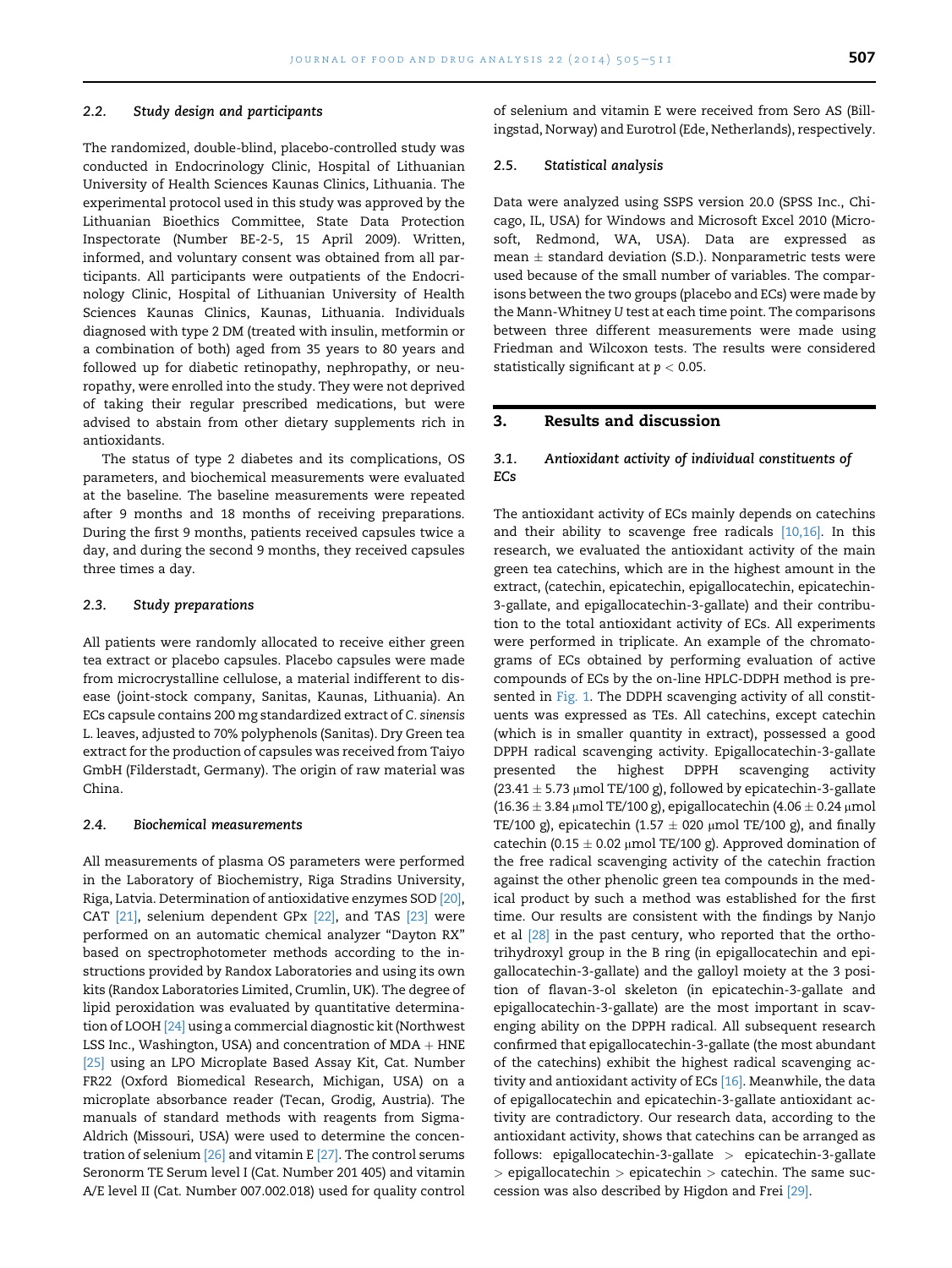### 2.2. Study design and participants

The randomized, double-blind, placebo-controlled study was conducted in Endocrinology Clinic, Hospital of Lithuanian University of Health Sciences Kaunas Clinics, Lithuania. The experimental protocol used in this study was approved by the Lithuanian Bioethics Committee, State Data Protection Inspectorate (Number BE-2-5, 15 April 2009). Written, informed, and voluntary consent was obtained from all participants. All participants were outpatients of the Endocrinology Clinic, Hospital of Lithuanian University of Health Sciences Kaunas Clinics, Kaunas, Lithuania. Individuals diagnosed with type 2 DM (treated with insulin, metformin or a combination of both) aged from 35 years to 80 years and followed up for diabetic retinopathy, nephropathy, or neuropathy, were enrolled into the study. They were not deprived of taking their regular prescribed medications, but were advised to abstain from other dietary supplements rich in antioxidants.

The status of type 2 diabetes and its complications, OS parameters, and biochemical measurements were evaluated at the baseline. The baseline measurements were repeated after 9 months and 18 months of receiving preparations. During the first 9 months, patients received capsules twice a day, and during the second 9 months, they received capsules three times a day.

### 2.3. Study preparations

All patients were randomly allocated to receive either green tea extract or placebo capsules. Placebo capsules were made from microcrystalline cellulose, a material indifferent to disease (joint-stock company, Sanitas, Kaunas, Lithuania). An ECs capsule contains 200 mg standardized extract of *C. sinensis* L. leaves, adjusted to 70% polyphenols (Sanitas). Dry Green tea extract for the production of capsules was received from Taiyo GmbH (Filderstadt, Germany). The origin of raw material was China.

### 2.4. Biochemical measurements

All measurements of plasma OS parameters were performed in the Laboratory of Biochemistry, Riga Stradins University, Riga, Latvia. Determination of antioxidative enzymes SOD [20], CAT [21], selenium dependent GPx [22], and TAS [23] were performed on an automatic chemical analyzer "Dayton RX" based on spectrophotometer methods according to the instructions provided by Randox Laboratories and using its own kits (Randox Laboratories Limited, Crumlin, UK). The degree of lipid peroxidation was evaluated by quantitative determination of LOOH [24] using a commercial diagnostic kit (Northwest LSS Inc., Washington, USA) and concentration of MDA + HNE [25] using an LPO Microplate Based Assay Kit, Cat. Number FR22 (Oxford Biomedical Research, Michigan, USA) on a microplate absorbance reader (Tecan, Grodig, Austria). The manuals of standard methods with reagents from Sigma-Aldrich (Missouri, USA) were used to determine the concentration of selenium [26] and vitamin E [27]. The control serums Seronorm TE Serum level I (Cat. Number 201 405) and vitamin A/E level II (Cat. Number 007.002.018) used for quality control of selenium and vitamin E were received from Sero AS (Billingstad, Norway) and Eurotrol (Ede, Netherlands), respectively.

### 2.5. Statistical analysis

Data were analyzed using SSPS version 20.0 (SPSS Inc., Chicago, IL, USA) for Windows and Microsoft Excel 2010 (Microsoft, Redmond, WA, USA). Data are expressed as mean ± standard deviation (S.D.). Nonparametric tests were used because of the small number of variables. The comparisons between the two groups (placebo and ECs) were made by the Mann-Whitney *U* test at each time point. The comparisons between three different measurements were made using Friedman and Wilcoxon tests. The results were considered statistically significant at $p < 0.05$.

## 3. Results and discussion

### 3.1. Antioxidant activity of individual constituents of ECs

The antioxidant activity of ECs mainly depends on catechins and their ability to scavenge free radicals [10,16]. In this research, we evaluated the antioxidant activity of the main green tea catechins, which are in the highest amount in the extract, (catechin, epicatechin, epigallocatechin, epicatechin-3-gallate, and epigallocatechin-3-gallate) and their contribution to the total antioxidant activity of ECs. All experiments were performed in triplicate. An example of the chromatograms of ECs obtained by performing evaluation of active compounds of ECs by the on-line HPLC-DDPH method is presented in Fig. 1. The DDPH scavenging activity of all constituents was expressed as TEs. All catechins, except catechin (which is in smaller quantity in extract), possessed a good DPPH radical scavenging activity. Epigallocatechin-3-gallate presented the highest DPPH scavenging activity (23.41 ± 5.73 μmol TE/100 g), followed by epicatechin-3-gallate (16.36 ± 3.84 μmol TE/100 g), epigallocatechin (4.06 ± 0.24 μmol TE/100 g), epicatechin (1.57 ± 020 μmol TE/100 g), and finally catechin (0.15 ± 0.02 μmol TE/100 g). Approved domination of the free radical scavenging activity of the catechin fraction against the other phenolic green tea compounds in the medical product by such a method was established for the first time. Our results are consistent with the findings by Nanjo et al [28] in the past century, who reported that the ortho-trihydroxyl group in the B ring (in epigallocatechin and epigallocatechin-3-gallate) and the galloyl moiety at the 3 position of flavan-3-ol skeleton (in epicatechin-3-gallate and epigallocatechin-3-gallate) are the most important in scavenging ability on the DPPH radical. All subsequent research confirmed that epigallocatechin-3-gallate (the most abundant of the catechins) exhibit the highest radical scavenging activity and antioxidant activity of ECs [16]. Meanwhile, the data of epigallocatechin and epicatechin-3-gallate antioxidant activity are contradictory. Our research data, according to the antioxidant activity, shows that catechins can be arranged as follows: epigallocatechin-3-gallate > epicatechin-3-gallate > epigallocatechin > epicatechin > catechin. The same succession was also described by Higdon and Frei [29].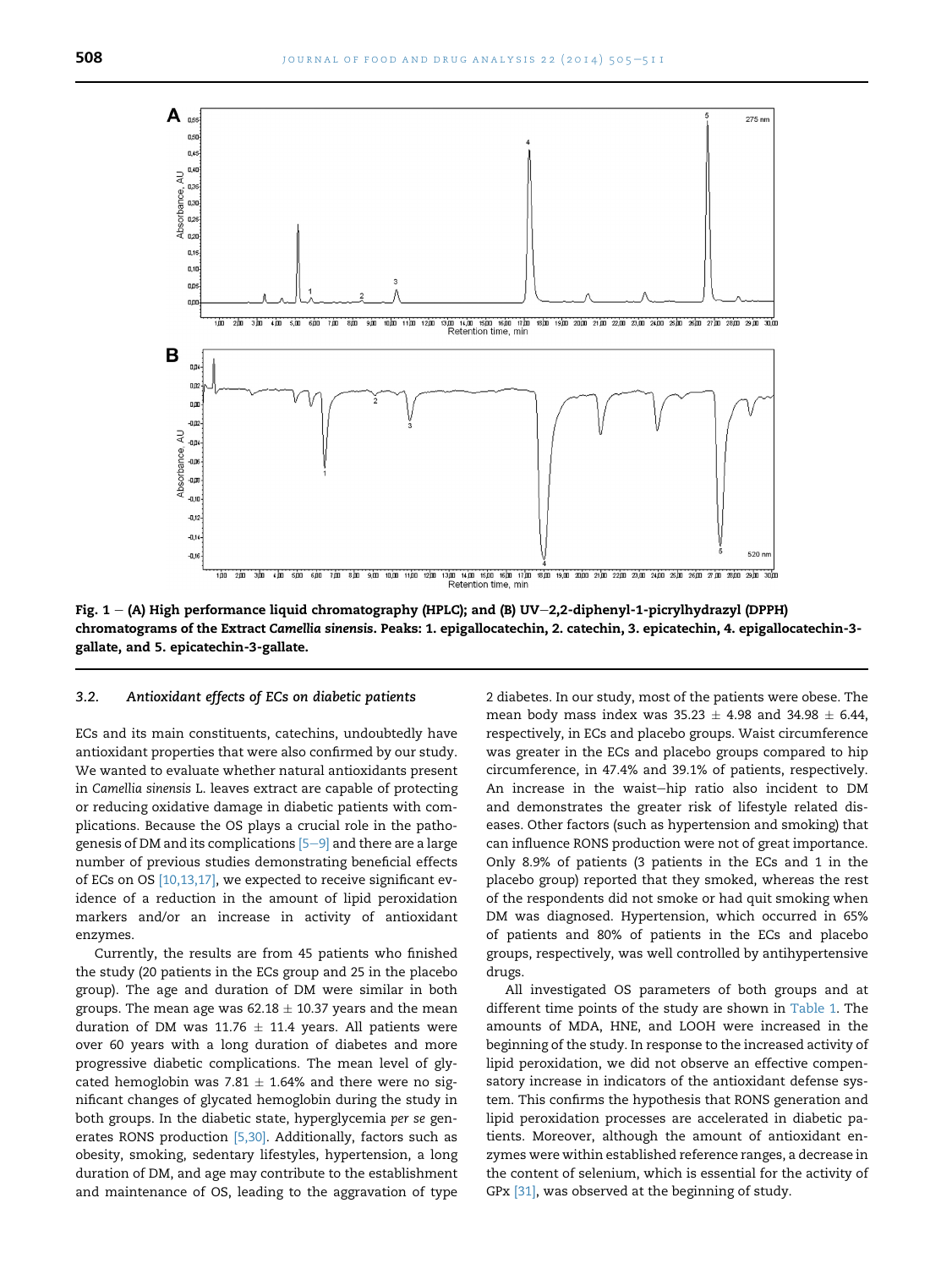Fig. 1 – (A) High performance liquid chromatography (HPLC); and (B) UV–2,2-diphenyl-1-picrylhydrazyl (DPPH) chromatograms of the Extract *Camellia sinensis*. Peaks: 1. epigallocatechin, 2. catechin, 3. epicatechin, 4. epigallocatechin-3-gallate, and 5. epicatechin-3-gallate.

### 3.2. Antioxidant effects of ECs on diabetic patients

ECs and its main constituents, catechins, undoubtedly have antioxidant properties that were also confirmed by our study. We wanted to evaluate whether natural antioxidants present in *Camellia sinensis* L. leaves extract are capable of protecting or reducing oxidative damage in diabetic patients with complications. Because the OS plays a crucial role in the pathogenesis of DM and its complications [5–9] and there are a large number of previous studies demonstrating beneficial effects of ECs on OS [10,13,17], we expected to receive significant evidence of a reduction in the amount of lipid peroxidation markers and/or an increase in activity of antioxidant enzymes.

Currently, the results are from 45 patients who finished the study (20 patients in the ECs group and 25 in the placebo group). The age and duration of DM were similar in both groups. The mean age was $62.18 \pm 10.37$ years and the mean duration of DM was $11.76 \pm 11.4$ years. All patients were over 60 years with a long duration of diabetes and more progressive diabetic complications. The mean level of glycated hemoglobin was $7.81 \pm 1.64\%$ and there were no significant changes of glycated hemoglobin during the study in both groups. In the diabetic state, hyperglycemia *per se* generates RONS production [5,30]. Additionally, factors such as obesity, smoking, sedentary lifestyles, hypertension, a long duration of DM, and age may contribute to the establishment and maintenance of OS, leading to the aggravation of type 2 diabetes. In our study, most of the patients were obese. The mean body mass index was $35.23 \pm 4.98$ and $34.98 \pm 6.44$, respectively, in ECs and placebo groups. Waist circumference was greater in the ECs and placebo groups compared to hip circumference, in 47.4% and 39.1% of patients, respectively. An increase in the waist–hip ratio also incident to DM and demonstrates the greater risk of lifestyle related diseases. Other factors (such as hypertension and smoking) that can influence RONS production were not of great importance. Only 8.9% of patients (3 patients in the ECs and 1 in the placebo group) reported that they smoked, whereas the rest of the respondents did not smoke or had quit smoking when DM was diagnosed. Hypertension, which occurred in 65% of patients and 80% of patients in the ECs and placebo groups, respectively, was well controlled by antihypertensive drugs.

All investigated OS parameters of both groups and at different time points of the study are shown in Table 1. The amounts of MDA, HNE, and LOOH were increased in the beginning of the study. In response to the increased activity of lipid peroxidation, we did not observe an effective compensatory increase in indicators of the antioxidant defense system. This confirms the hypothesis that RONS generation and lipid peroxidation processes are accelerated in diabetic patients. Moreover, although the amount of antioxidant enzymes were within established reference ranges, a decrease in the content of selenium, which is essential for the activity of GPx [31], was observed at the beginning of study.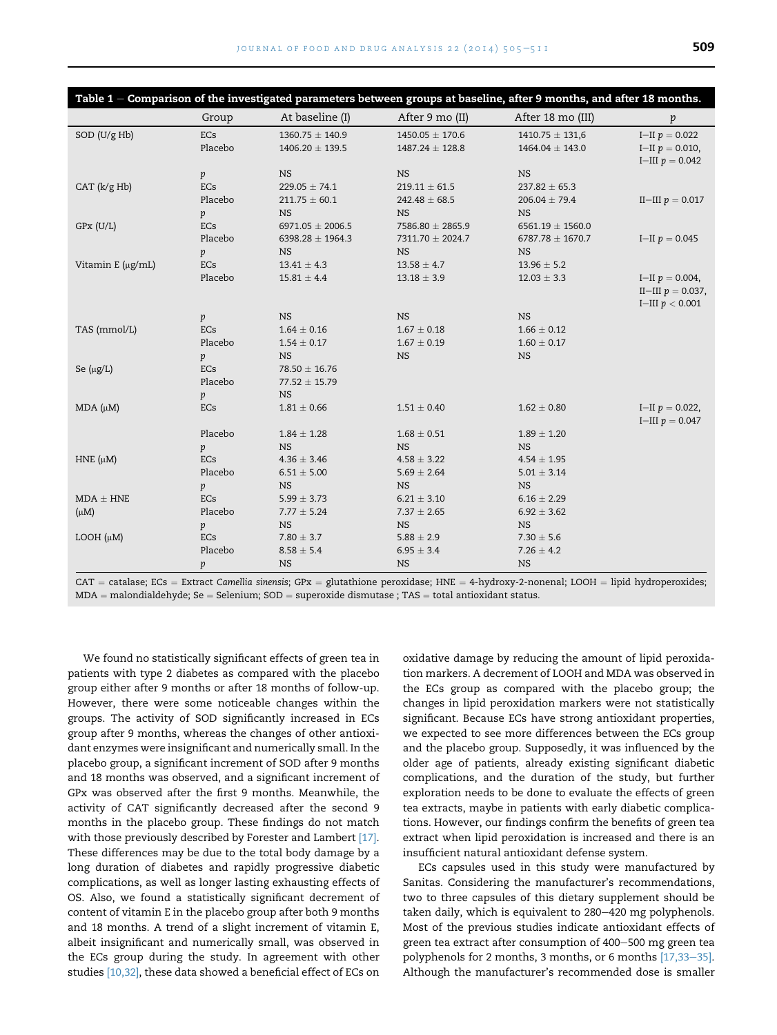**Table 1 – Comparison of the investigated parameters between groups at baseline, after 9 months, and after 18 months.**

| | Group | At baseline (I) | After 9 mo (II) | After 18 mo (III) | p |
|---|---|---|---|---|---|
| SOD (U/g Hb) | ECs | 1360.75 ± 140.9 | 1450.05 ± 170.6 | 1410.75 ± 131,6 | I–II $p = 0.022$ |
| | Placebo | 1406.20 ± 139.5 | 1487.24 ± 128.8 | 1464.04 ± 143.0 | I–II $p = 0.010$, I–III $p = 0.042$ |
| | p | NS | NS | NS | |
| CAT (k/g Hb) | ECs | 229.05 ± 74.1 | 219.11 ± 61.5 | 237.82 ± 65.3 | |
| | Placebo | 211.75 ± 60.1 | 242.48 ± 68.5 | 206.04 ± 79.4 | II–III $p = 0.017$ |
| | p | NS | NS | NS | |
| GPx (U/L) | ECs | 6971.05 ± 2006.5 | 7586.80 ± 2865.9 | 6561.19 ± 1560.0 | |
| | Placebo | 6398.28 ± 1964.3 | 7311.70 ± 2024.7 | 6787.78 ± 1670.7 | I–II $p = 0.045$ |
| | p | NS | NS | NS | |
| Vitamin E (μg/mL) | ECs | 13.41 ± 4.3 | 13.58 ± 4.7 | 13.96 ± 5.2 | |
| | Placebo | 15.81 ± 4.4 | 13.18 ± 3.9 | 12.03 ± 3.3 | I–II $p = 0.004$, II–III $p = 0.037$, I–III $p < 0.001$ |
| | p | NS | NS | NS | |
| TAS (mmol/L) | ECs | 1.64 ± 0.16 | 1.67 ± 0.18 | 1.66 ± 0.12 | |
| | Placebo | 1.54 ± 0.17 | 1.67 ± 0.19 | 1.60 ± 0.17 | |
| | p | NS | NS | NS | |
| Se (μg/L) | ECs | 78.50 ± 16.76 | | | |
| | Placebo | 77.52 ± 15.79 | | | |
| | p | NS | | | |
| MDA (μM) | ECs | 1.81 ± 0.66 | 1.51 ± 0.40 | 1.62 ± 0.80 | I–II $p = 0.022$, I–III $p = 0.047$ |
| | Placebo | 1.84 ± 1.28 | 1.68 ± 0.51 | 1.89 ± 1.20 | |
| | p | NS | NS | NS | |
| HNE (μM) | ECs | 4.36 ± 3.46 | 4.58 ± 3.22 | 4.54 ± 1.95 | |
| | Placebo | 6.51 ± 5.00 | 5.69 ± 2.64 | 5.01 ± 3.14 | |
| | p | NS | NS | NS | |
| MDA + HNE (μM) | ECs | 5.99 ± 3.73 | 6.21 ± 3.10 | 6.16 ± 2.29 | |
| | Placebo | 7.77 ± 5.24 | 7.37 ± 2.65 | 6.92 ± 3.62 | |
| | p | NS | NS | NS | |
| LOOH (μM) | ECs | 7.80 ± 3.7 | 5.88 ± 2.9 | 7.30 ± 5.6 | |
| | Placebo | 8.58 ± 5.4 | 6.95 ± 3.4 | 7.26 ± 4.2 | |
| | p | NS | NS | NS | |

CAT = catalase; ECs = Extract *Camellia sinensis*; GPx = glutathione peroxidase; HNE = 4-hydroxy-2-nonenal; LOOH = lipid hydroperoxides; MDA = malondialdehyde; Se = Selenium; SOD = superoxide dismutase ; TAS = total antioxidant status.

We found no statistically significant effects of green tea in patients with type 2 diabetes as compared with the placebo group either after 9 months or after 18 months of follow-up. However, there were some noticeable changes within the groups. The activity of SOD significantly increased in ECs group after 9 months, whereas the changes of other antioxidant enzymes were insignificant and numerically small. In the placebo group, a significant increment of SOD after 9 months and 18 months was observed, and a significant increment of GPx was observed after the first 9 months. Meanwhile, the activity of CAT significantly decreased after the second 9 months in the placebo group. These findings do not match with those previously described by Forester and Lambert [17]. These differences may be due to the total body damage by a long duration of diabetes and rapidly progressive diabetic complications, as well as longer lasting exhausting effects of OS. Also, we found a statistically significant decrement of content of vitamin E in the placebo group after both 9 months and 18 months. A trend of a slight increment of vitamin E, albeit insignificant and numerically small, was observed in the ECs group during the study. In agreement with other studies [10,32], these data showed a beneficial effect of ECs on oxidative damage by reducing the amount of lipid peroxidation markers. A decrement of LOOH and MDA was observed in the ECs group as compared with the placebo group; the changes in lipid peroxidation markers were not statistically significant. Because ECs have strong antioxidant properties, we expected to see more differences between the ECs group and the placebo group. Supposedly, it was influenced by the older age of patients, already existing significant diabetic complications, and the duration of the study, but further exploration needs to be done to evaluate the effects of green tea extracts, maybe in patients with early diabetic complications. However, our findings confirm the benefits of green tea extract when lipid peroxidation is increased and there is an insufficient natural antioxidant defense system.

ECs capsules used in this study were manufactured by Sanitas. Considering the manufacturer's recommendations, two to three capsules of this dietary supplement should be taken daily, which is equivalent to 280–420 mg polyphenols. Most of the previous studies indicate antioxidant effects of green tea extract after consumption of 400–500 mg green tea polyphenols for 2 months, 3 months, or 6 months [17,33–35]. Although the manufacturer's recommended dose is smaller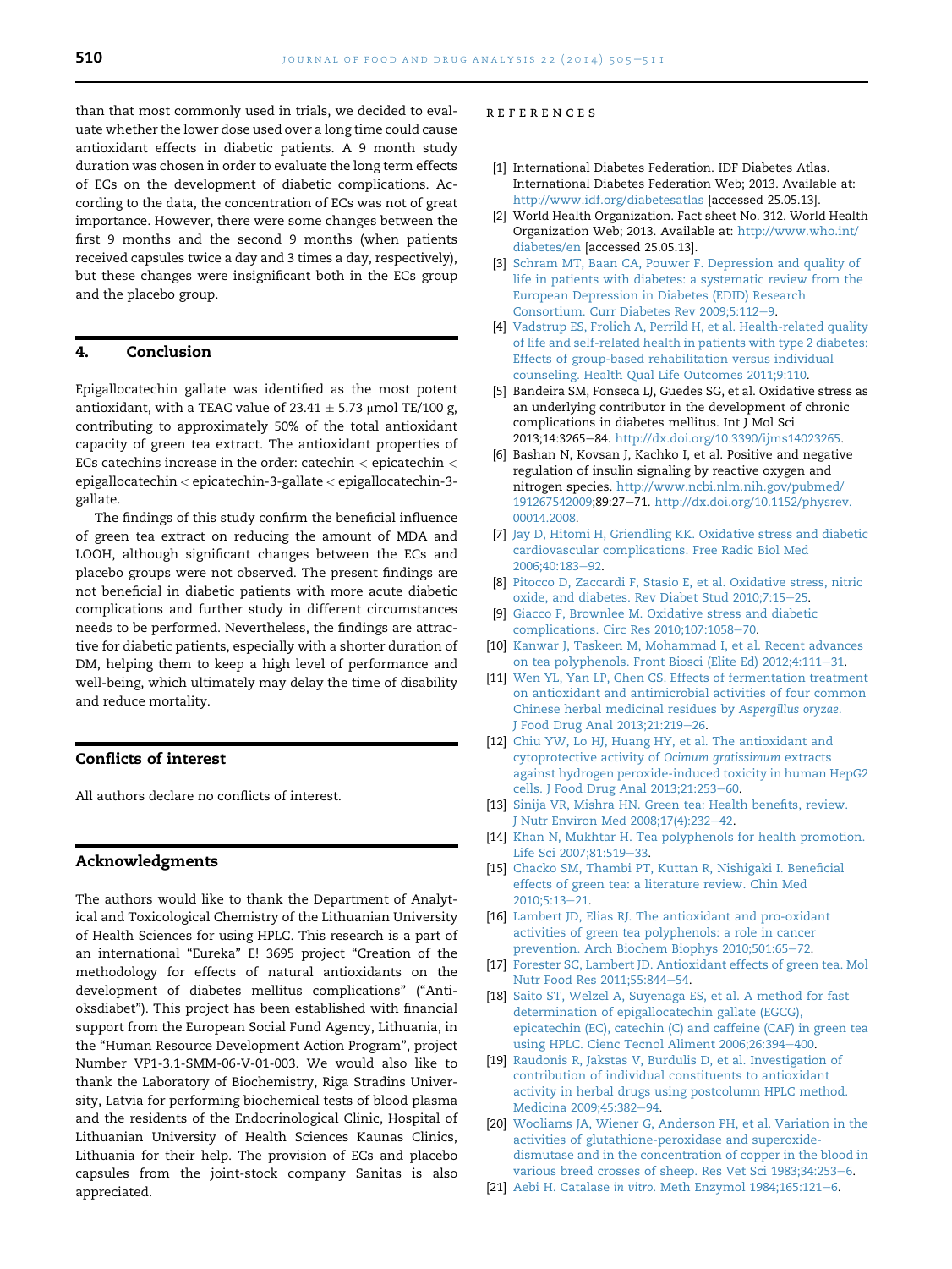than that most commonly used in trials, we decided to evaluate whether the lower dose used over a long time could cause antioxidant effects in diabetic patients. A 9 month study duration was chosen in order to evaluate the long term effects of ECs on the development of diabetic complications. According to the data, the concentration of ECs was not of great importance. However, there were some changes between the first 9 months and the second 9 months (when patients received capsules twice a day and 3 times a day, respectively), but these changes were insignificant both in the ECs group and the placebo group.

## 4. Conclusion

Epigallocatechin gallate was identified as the most potent antioxidant, with a TEAC value of $23.41 \pm 5.73$ μmol TE/100 g, contributing to approximately 50% of the total antioxidant capacity of green tea extract. The antioxidant properties of ECs catechins increase in the order: catechin < epicatechin < epigallocatechin < epicatechin-3-gallate < epigallocatechin-3-gallate.

The findings of this study confirm the beneficial influence of green tea extract on reducing the amount of MDA and LOOH, although significant changes between the ECs and placebo groups were not observed. The present findings are not beneficial in diabetic patients with more acute diabetic complications and further study in different circumstances needs to be performed. Nevertheless, the findings are attractive for diabetic patients, especially with a shorter duration of DM, helping them to keep a high level of performance and well-being, which ultimately may delay the time of disability and reduce mortality.

## Conflicts of interest

All authors declare no conflicts of interest.

## Acknowledgments

The authors would like to thank the Department of Analytical and Toxicological Chemistry of the Lithuanian University of Health Sciences for using HPLC. This research is a part of an international "Eureka" E! 3695 project "Creation of the methodology for effects of natural antioxidants on the development of diabetes mellitus complications" ("Antioksdiabet"). This project has been established with financial support from the European Social Fund Agency, Lithuania, in the "Human Resource Development Action Program", project Number VP1-3.1-SMM-06-V-01-003. We would also like to thank the Laboratory of Biochemistry, Riga Stradins University, Latvia for performing biochemical tests of blood plasma and the residents of the Endocrinological Clinic, Hospital of Lithuanian University of Health Sciences Kaunas Clinics, Lithuania for their help. The provision of ECs and placebo capsules from the joint-stock company Sanitas is also appreciated.

## REFERENCES

[1] International Diabetes Federation. IDF Diabetes Atlas. International Diabetes Federation Web; 2013. Available at: http://www.idf.org/diabetesatlas [accessed 25.05.13].

[2] World Health Organization. Fact sheet No. 312. World Health Organization Web; 2013. Available at: http://www.who.int/diabetes/en [accessed 25.05.13].

[3] Schram MT, Baan CA, Pouwer F. Depression and quality of life in patients with diabetes: a systematic review from the European Depression in Diabetes (EDID) Research Consortium. Curr Diabetes Rev 2009;5:112–9.

[4] Vadstrup ES, Frolich A, Perrild H, et al. Health-related quality of life and self-related health in patients with type 2 diabetes: Effects of group-based rehabilitation versus individual counseling. Health Qual Life Outcomes 2011;9:110.

[5] Bandeira SM, Fonseca LJ, Guedes SG, et al. Oxidative stress as an underlying contributor in the development of chronic complications in diabetes mellitus. Int J Mol Sci 2013;14:3265–84. http://dx.doi.org/10.3390/ijms14023265.

[6] Bashan N, Kovsan J, Kachko I, et al. Positive and negative regulation of insulin signaling by reactive oxygen and nitrogen species. http://www.ncbi.nlm.nih.gov/pubmed/191267542009;89:27–71. http://dx.doi.org/10.1152/physrev.00014.2008.

[7] Jay D, Hitomi H, Griendling KK. Oxidative stress and diabetic cardiovascular complications. Free Radic Biol Med 2006;40:183–92.

[8] Pitocco D, Zaccardi F, Stasio E, et al. Oxidative stress, nitric oxide, and diabetes. Rev Diabet Stud 2010;7:15–25.

[9] Giacco F, Brownlee M. Oxidative stress and diabetic complications. Circ Res 2010;107:1058–70.

[10] Kanwar J, Taskeen M, Mohammad I, et al. Recent advances on tea polyphenols. Front Biosci (Elite Ed) 2012;4:111–31.

[11] Wen YL, Yan LP, Chen CS. Effects of fermentation treatment on antioxidant and antimicrobial activities of four common Chinese herbal medicinal residues by *Aspergillus oryzae*. J Food Drug Anal 2013;21:219–26.

[12] Chiu YW, Lo HJ, Huang HY, et al. The antioxidant and cytoprotective activity of *Ocimum gratissimum* extracts against hydrogen peroxide-induced toxicity in human HepG2 cells. J Food Drug Anal 2013;21:253–60.

[13] Sinija VR, Mishra HN. Green tea: Health benefits, review. J Nutr Environ Med 2008;17(4):232–42.

[14] Khan N, Mukhtar H. Tea polyphenols for health promotion. Life Sci 2007;81:519–33.

[15] Chacko SM, Thambi PT, Kuttan R, Nishigaki I. Beneficial effects of green tea: a literature review. Chin Med 2010;5:13–21.

[16] Lambert JD, Elias RJ. The antioxidant and pro-oxidant activities of green tea polyphenols: a role in cancer prevention. Arch Biochem Biophys 2010;501:65–72.

[17] Forester SC, Lambert JD. Antioxidant effects of green tea. Mol Nutr Food Res 2011;55:844–54.

[18] Saito ST, Welzel A, Suyenaga ES, et al. A method for fast determination of epigallocatechin gallate (EGCG), epicatechin (EC), catechin (C) and caffeine (CAF) in green tea using HPLC. Cienc Tecnol Aliment 2006;26:394–400.

[19] Raudonis R, Jakstas V, Burdulis D, et al. Investigation of contribution of individual constituents to antioxidant activity in herbal drugs using postcolumn HPLC method. Medicina 2009;45:382–94.

[20] Wooliams JA, Wiener G, Anderson PH, et al. Variation in the activities of glutathione-peroxidase and superoxide-dismutase and in the concentration of copper in the blood in various breed crosses of sheep. Res Vet Sci 1983;34:253–6.

[21] Aebi H. Catalase *in vitro*. Meth Enzymol 1984;165:121–6.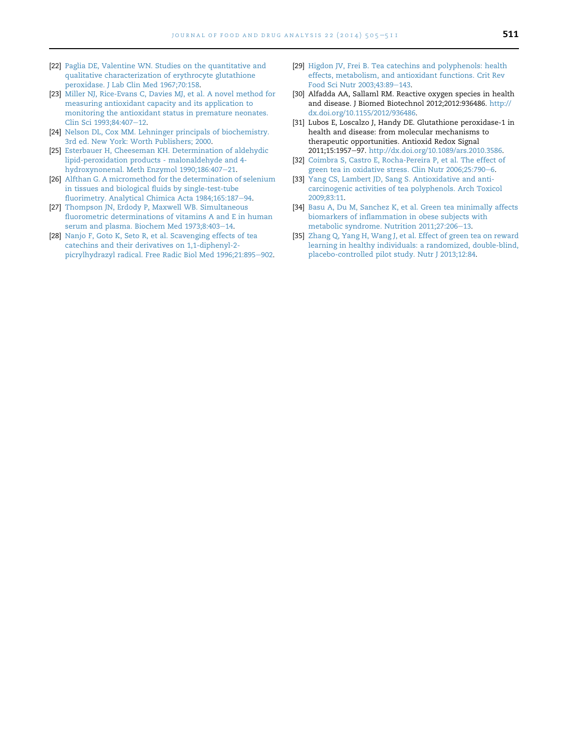[22] Paglia DE, Valentine WN. Studies on the quantitative and qualitative characterization of erythrocyte glutathione peroxidase. J Lab Clin Med 1967;70:158.

[23] Miller NJ, Rice-Evans C, Davies MJ, et al. A novel method for measuring antioxidant capacity and its application to monitoring the antioxidant status in premature neonates. Clin Sci 1993;84:407–12.

[24] Nelson DL, Cox MM. Lehninger principals of biochemistry. 3rd ed. New York: Worth Publishers; 2000.

[25] Esterbauer H, Cheeseman KH. Determination of aldehydic lipid-peroxidation products - malonaldehyde and 4-hydroxynonenal. Meth Enzymol 1990;186:407–21.

[26] Alfthan G. A micromethod for the determination of selenium in tissues and biological fluids by single-test-tube fluorimetry. Analytical Chimica Acta 1984;165:187–94.

[27] Thompson JN, Erdody P, Maxwell WB. Simultaneous fluorometric determinations of vitamins A and E in human serum and plasma. Biochem Med 1973;8:403–14.

[28] Nanjo F, Goto K, Seto R, et al. Scavenging effects of tea catechins and their derivatives on 1,1-diphenyl-2-picrylhydrazyl radical. Free Radic Biol Med 1996;21:895–902.

[29] Higdon JV, Frei B. Tea catechins and polyphenols: health effects, metabolism, and antioxidant functions. Crit Rev Food Sci Nutr 2003;43:89–143.

[30] Alfadda AA, Sallaml RM. Reactive oxygen species in health and disease. J Biomed Biotechnol 2012;2012:936486. http://dx.doi.org/10.1155/2012/936486.

[31] Lubos E, Loscalzo J, Handy DE. Glutathione peroxidase-1 in health and disease: from molecular mechanisms to therapeutic opportunities. Antioxid Redox Signal 2011;15:1957–97. http://dx.doi.org/10.1089/ars.2010.3586.

[32] Coimbra S, Castro E, Rocha-Pereira P, et al. The effect of green tea in oxidative stress. Clin Nutr 2006;25:790–6.

[33] Yang CS, Lambert JD, Sang S. Antioxidative and anti-carcinogenic activities of tea polyphenols. Arch Toxicol 2009;83:11.

[34] Basu A, Du M, Sanchez K, et al. Green tea minimally affects biomarkers of inflammation in obese subjects with metabolic syndrome. Nutrition 2011;27:206–13.

[35] Zhang Q, Yang H, Wang J, et al. Effect of green tea on reward learning in healthy individuals: a randomized, double-blind, placebo-controlled pilot study. Nutr J 2013;12:84.